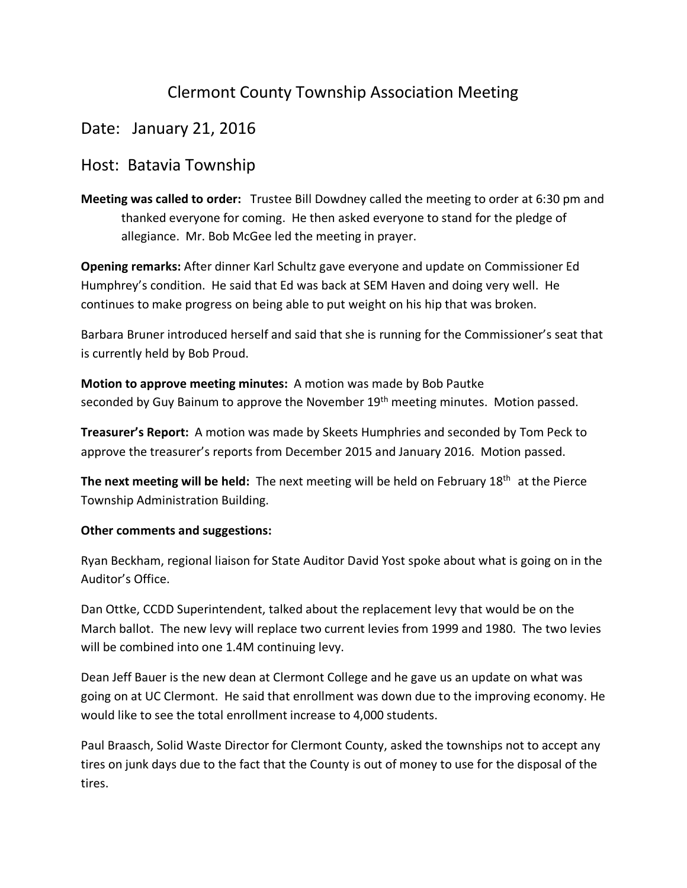# Clermont County Township Association Meeting

## Date: January 21, 2016

## Host: Batavia Township

**Meeting was called to order:** Trustee Bill Dowdney called the meeting to order at 6:30 pm and thanked everyone for coming. He then asked everyone to stand for the pledge of allegiance. Mr. Bob McGee led the meeting in prayer.

**Opening remarks:** After dinner Karl Schultz gave everyone and update on Commissioner Ed Humphrey's condition. He said that Ed was back at SEM Haven and doing very well. He continues to make progress on being able to put weight on his hip that was broken.

Barbara Bruner introduced herself and said that she is running for the Commissioner's seat that is currently held by Bob Proud.

**Motion to approve meeting minutes:** A motion was made by Bob Pautke seconded by Guy Bainum to approve the November 19th meeting minutes. Motion passed.

**Treasurer's Report:** A motion was made by Skeets Humphries and seconded by Tom Peck to approve the treasurer's reports from December 2015 and January 2016. Motion passed.

**The next meeting will be held:** The next meeting will be held on February 18th at the Pierce Township Administration Building.

**Other comments and suggestions:**

Ryan Beckham, regional liaison for State Auditor David Yost spoke about what is going on in the Auditor's Office.

Dan Ottke, CCDD Superintendent, talked about the replacement levy that would be on the March ballot. The new levy will replace two current levies from 1999 and 1980. The two levies will be combined into one 1.4M continuing levy.

Dean Jeff Bauer is the new dean at Clermont College and he gave us an update on what was going on at UC Clermont. He said that enrollment was down due to the improving economy. He would like to see the total enrollment increase to 4,000 students.

Paul Braasch, Solid Waste Director for Clermont County, asked the townships not to accept any tires on junk days due to the fact that the County is out of money to use for the disposal of the tires.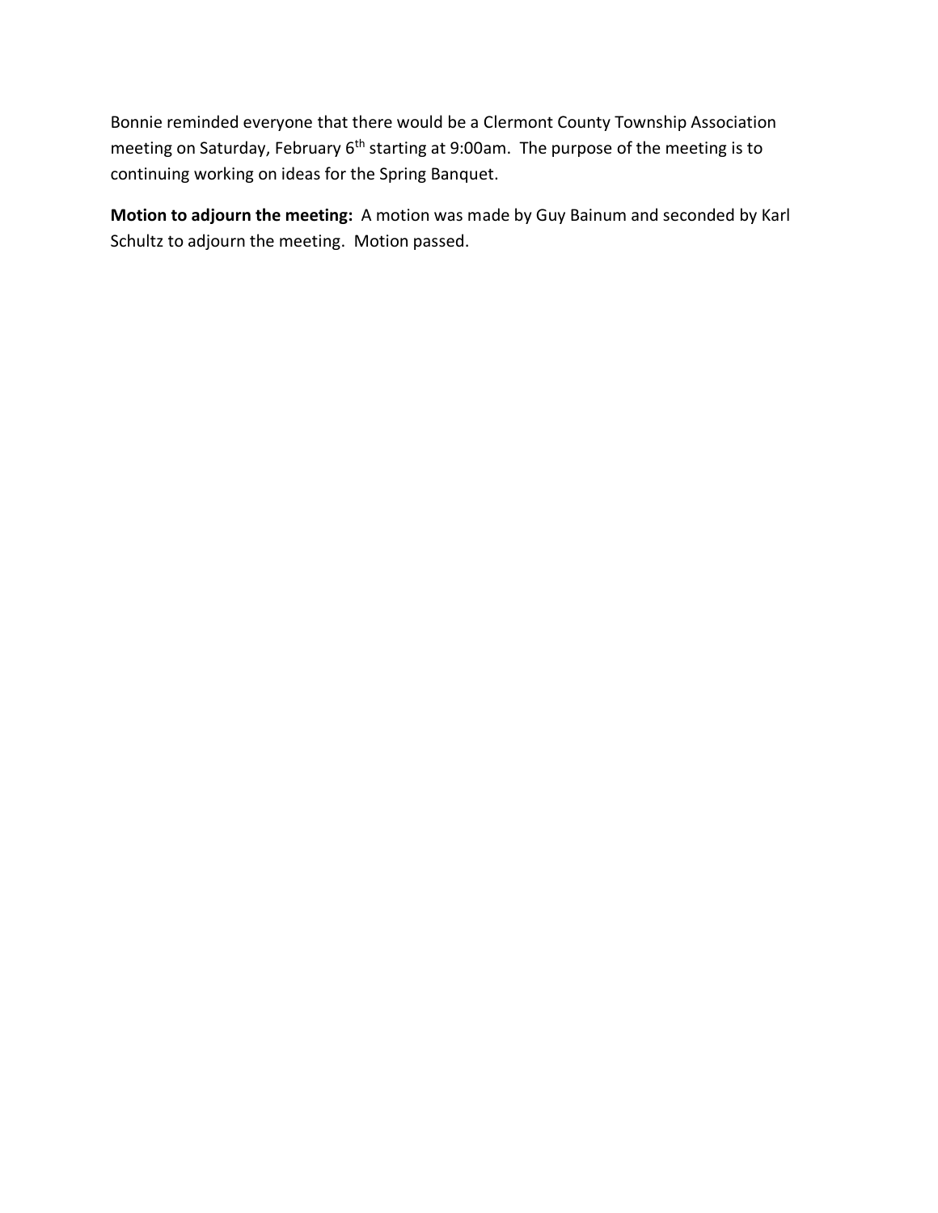Bonnie reminded everyone that there would be a Clermont County Township Association meeting on Saturday, February 6th starting at 9:00am. The purpose of the meeting is to continuing working on ideas for the Spring Banquet.

**Motion to adjourn the meeting:** A motion was made by Guy Bainum and seconded by Karl Schultz to adjourn the meeting. Motion passed.